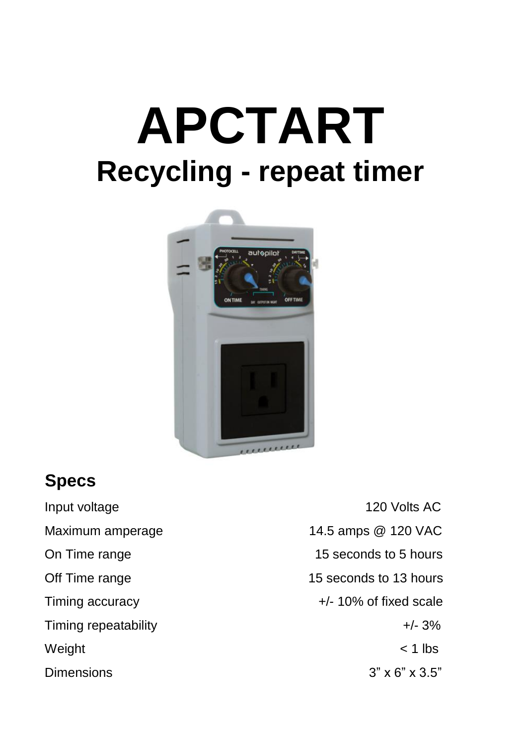# APCTART

## Recycling - repeat timer

### Specs

| | |
|---|---|
| Input voltage | 120 Volts AC |
| Maximum amperage | 14.5 amps @ 120 VAC |
| On Time range | 15 seconds to 5 hours |
| Off Time range | 15 seconds to 13 hours |
| Timing accuracy | +/- 10% of fixed scale |
| Timing repeatability | +/- 3% |
| Weight | < 1 lbs |
| Dimensions | 3” x 6” x 3.5” |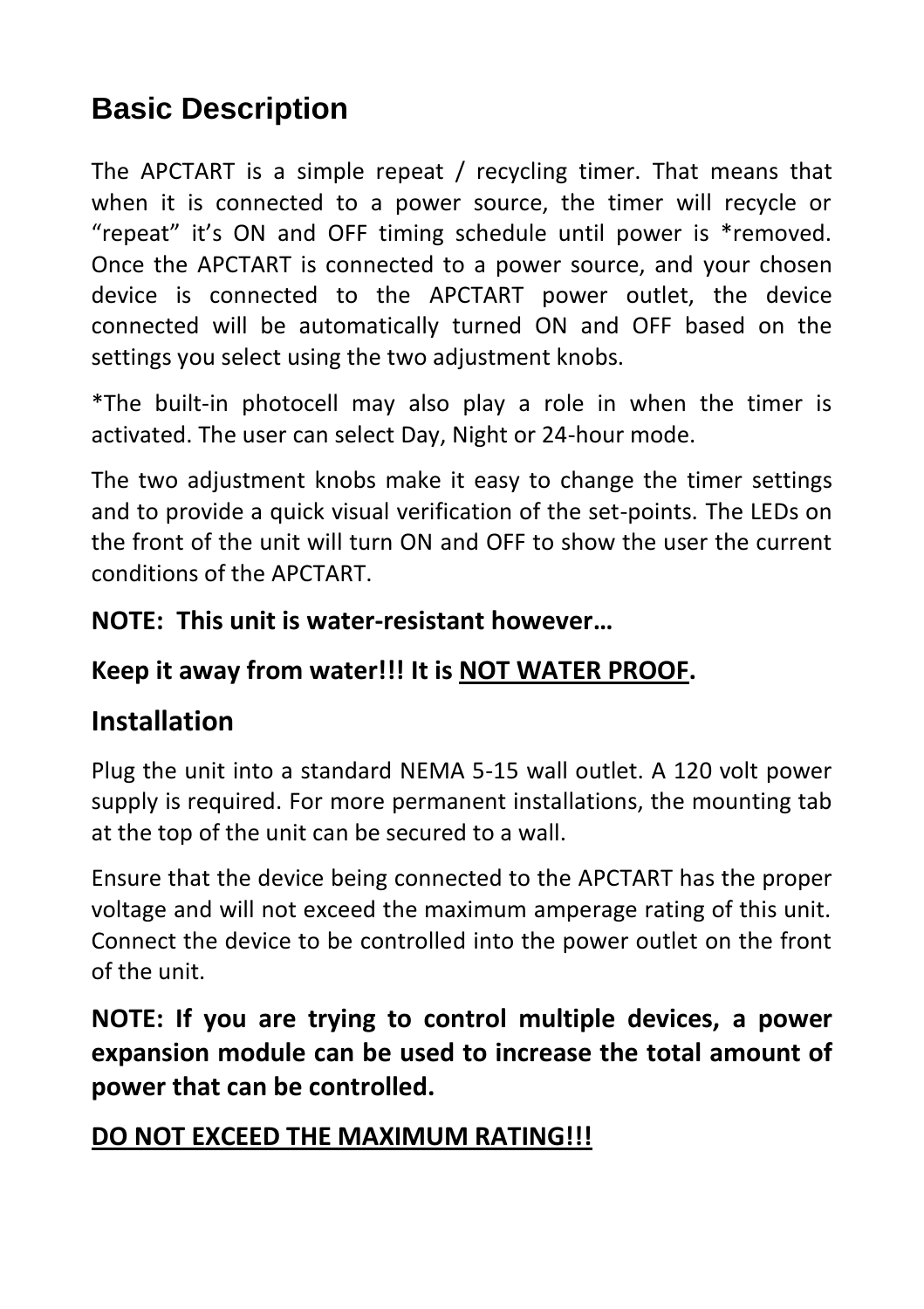## Basic Description

The APCTART is a simple repeat / recycling timer. That means that when it is connected to a power source, the timer will recycle or "repeat" it's ON and OFF timing schedule until power is *removed. Once the APCTART is connected to a power source, and your chosen device is connected to the APCTART power outlet, the device connected will be automatically turned ON and OFF based on the settings you select using the two adjustment knobs.

*The built-in photocell may also play a role in when the timer is activated. The user can select Day, Night or 24-hour mode.

The two adjustment knobs make it easy to change the timer settings and to provide a quick visual verification of the set-points. The LEDs on the front of the unit will turn ON and OFF to show the user the current conditions of the APCTART.

**NOTE: This unit is water-resistant however…**

**Keep it away from water!!! It is <u>NOT WATER PROOF</u>.**

## Installation

Plug the unit into a standard NEMA 5-15 wall outlet. A 120 volt power supply is required. For more permanent installations, the mounting tab at the top of the unit can be secured to a wall.

Ensure that the device being connected to the APCTART has the proper voltage and will not exceed the maximum amperage rating of this unit. Connect the device to be controlled into the power outlet on the front of the unit.

**NOTE: If you are trying to control multiple devices, a power expansion module can be used to increase the total amount of power that can be controlled.**

**<u>DO NOT EXCEED THE MAXIMUM RATING!!!</u>**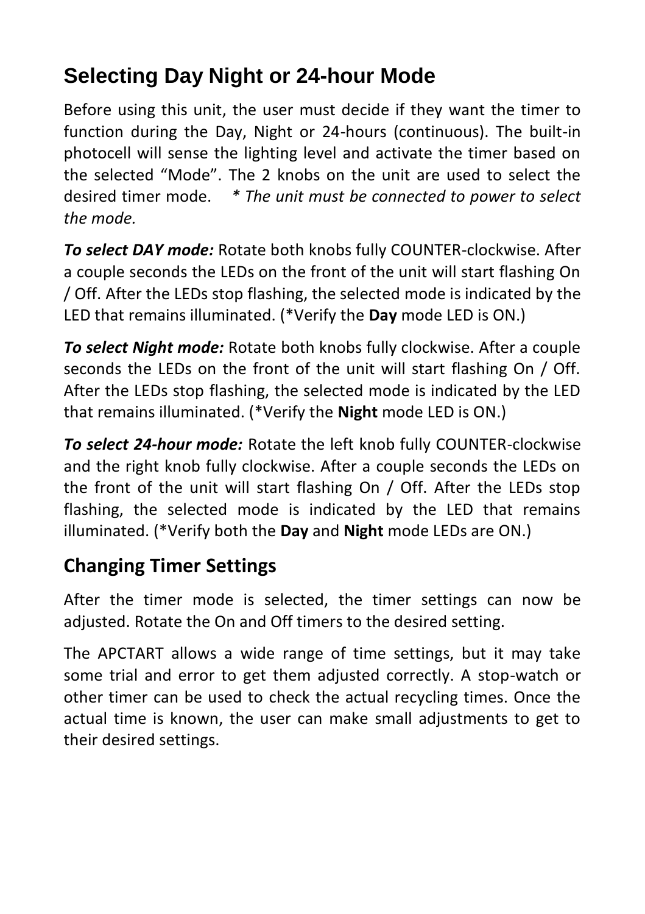## Selecting Day Night or 24-hour Mode

Before using this unit, the user must decide if they want the timer to function during the Day, Night or 24-hours (continuous). The built-in photocell will sense the lighting level and activate the timer based on the selected “Mode”. The 2 knobs on the unit are used to select the desired timer mode. *\* The unit must be connected to power to select the mode.*

***To select DAY mode:*** Rotate both knobs fully COUNTER-clockwise. After a couple seconds the LEDs on the front of the unit will start flashing On / Off. After the LEDs stop flashing, the selected mode is indicated by the LED that remains illuminated. (*Verify the **Day** mode LED is ON.)

***To select Night mode:*** Rotate both knobs fully clockwise. After a couple seconds the LEDs on the front of the unit will start flashing On / Off. After the LEDs stop flashing, the selected mode is indicated by the LED that remains illuminated. (*Verify the **Night** mode LED is ON.)

***To select 24-hour mode:*** Rotate the left knob fully COUNTER-clockwise and the right knob fully clockwise. After a couple seconds the LEDs on the front of the unit will start flashing On / Off. After the LEDs stop flashing, the selected mode is indicated by the LED that remains illuminated. (*Verify both the **Day** and **Night** mode LEDs are ON.)

## Changing Timer Settings

After the timer mode is selected, the timer settings can now be adjusted. Rotate the On and Off timers to the desired setting.

The APCTART allows a wide range of time settings, but it may take some trial and error to get them adjusted correctly. A stop-watch or other timer can be used to check the actual recycling times. Once the actual time is known, the user can make small adjustments to get to their desired settings.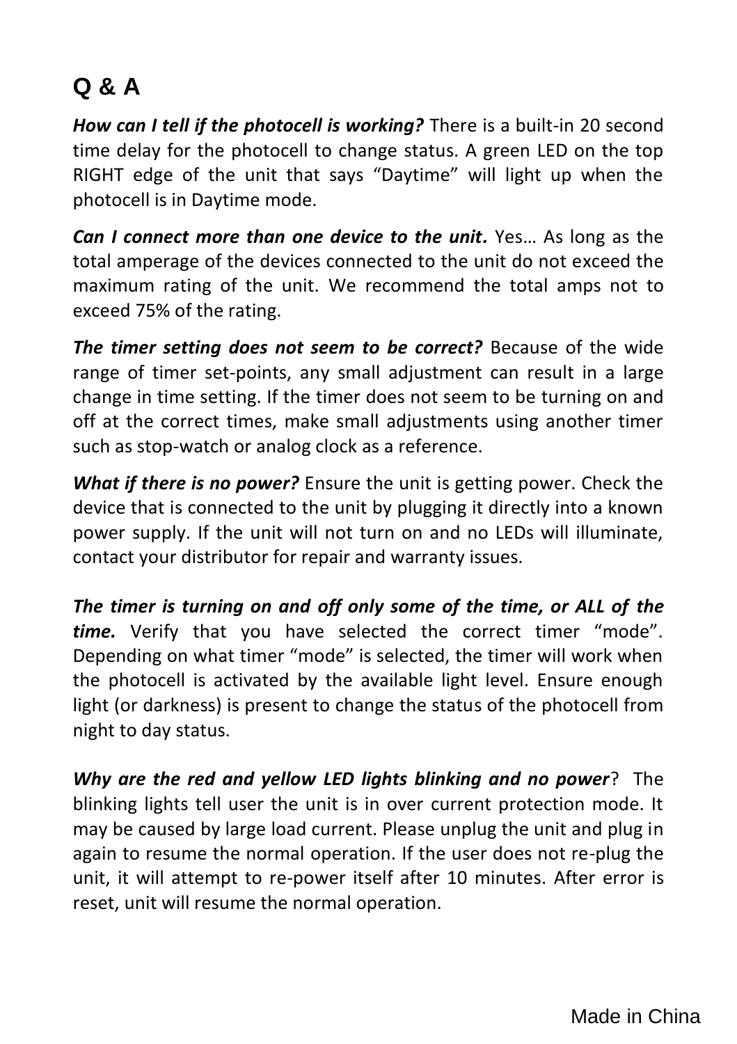# Q & A

***How can I tell if the photocell is working?*** There is a built-in 20 second time delay for the photocell to change status. A green LED on the top RIGHT edge of the unit that says “Daytime” will light up when the photocell is in Daytime mode.

***Can I connect more than one device to the unit.*** Yes… As long as the total amperage of the devices connected to the unit do not exceed the maximum rating of the unit. We recommend the total amps not to exceed 75% of the rating.

***The timer setting does not seem to be correct?*** Because of the wide range of timer set-points, any small adjustment can result in a large change in time setting. If the timer does not seem to be turning on and off at the correct times, make small adjustments using another timer such as stop-watch or analog clock as a reference.

***What if there is no power?*** Ensure the unit is getting power. Check the device that is connected to the unit by plugging it directly into a known power supply. If the unit will not turn on and no LEDs will illuminate, contact your distributor for repair and warranty issues.

***The timer is turning on and off only some of the time, or ALL of the time.*** Verify that you have selected the correct timer “mode”. Depending on what timer “mode” is selected, the timer will work when the photocell is activated by the available light level. Ensure enough light (or darkness) is present to change the status of the photocell from night to day status.

***Why are the red and yellow LED lights blinking and no power***? The blinking lights tell user the unit is in over current protection mode. It may be caused by large load current. Please unplug the unit and plug in again to resume the normal operation. If the user does not re-plug the unit, it will attempt to re-power itself after 10 minutes. After error is reset, unit will resume the normal operation.

Made in China